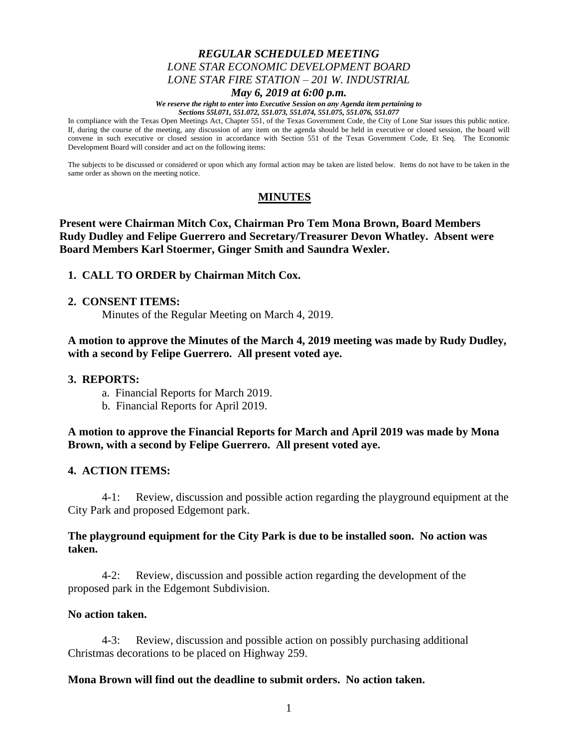***REGULAR SCHEDULED MEETING***

*LONE STAR ECONOMIC DEVELOPMENT BOARD*

*LONE STAR FIRE STATION – 201 W. INDUSTRIAL*

***May 6, 2019 at 6:00 p.m.***

***We reserve the right to enter into Executive Session on any Agenda item pertaining to Sections 55l.071, 551.072, 551.073, 551.074, 551.075, 551.076, 551.077***

In compliance with the Texas Open Meetings Act, Chapter 551, of the Texas Government Code, the City of Lone Star issues this public notice. If, during the course of the meeting, any discussion of any item on the agenda should be held in executive or closed session, the board will convene in such executive or closed session in accordance with Section 551 of the Texas Government Code, Et Seq. The Economic Development Board will consider and act on the following items:

The subjects to be discussed or considered or upon which any formal action may be taken are listed below. Items do not have to be taken in the same order as shown on the meeting notice.

## MINUTES

**Present were Chairman Mitch Cox, Chairman Pro Tem Mona Brown, Board Members Rudy Dudley and Felipe Guerrero and Secretary/Treasurer Devon Whatley. Absent were Board Members Karl Stoermer, Ginger Smith and Saundra Wexler.**

**1. CALL TO ORDER by Chairman Mitch Cox.**

**2. CONSENT ITEMS:**

Minutes of the Regular Meeting on March 4, 2019.

**A motion to approve the Minutes of the March 4, 2019 meeting was made by Rudy Dudley, with a second by Felipe Guerrero. All present voted aye.**

**3. REPORTS:**

a. Financial Reports for March 2019.
b. Financial Reports for April 2019.

**A motion to approve the Financial Reports for March and April 2019 was made by Mona Brown, with a second by Felipe Guerrero. All present voted aye.**

**4. ACTION ITEMS:**

4-1: Review, discussion and possible action regarding the playground equipment at the City Park and proposed Edgemont park.

**The playground equipment for the City Park is due to be installed soon. No action was taken.**

4-2: Review, discussion and possible action regarding the development of the proposed park in the Edgemont Subdivision.

**No action taken.**

4-3: Review, discussion and possible action on possibly purchasing additional Christmas decorations to be placed on Highway 259.

**Mona Brown will find out the deadline to submit orders. No action taken.**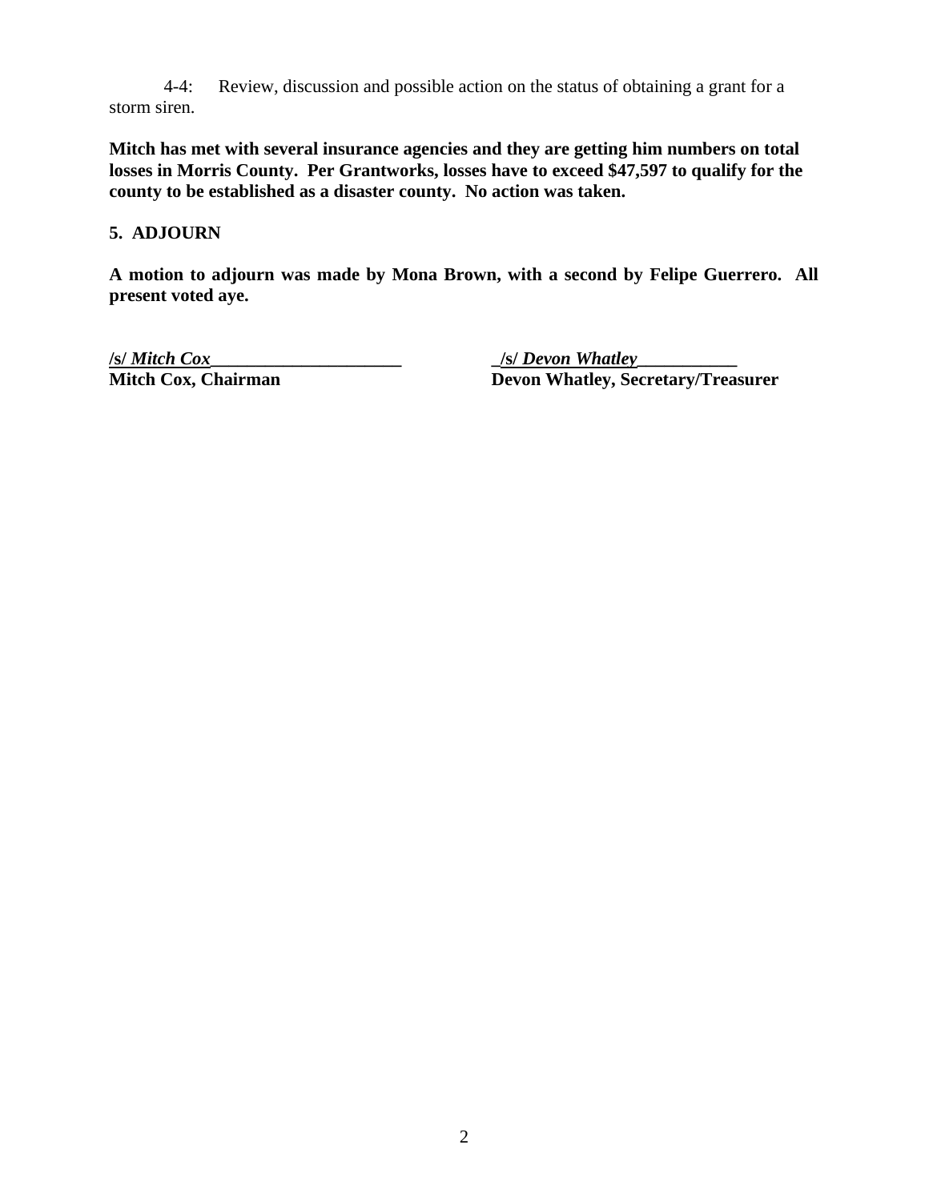4-4: Review, discussion and possible action on the status of obtaining a grant for a storm siren.

**Mitch has met with several insurance agencies and they are getting him numbers on total losses in Morris County. Per Grantworks, losses have to exceed $47,597 to qualify for the county to be established as a disaster county. No action was taken.**

**5. ADJOURN**

**A motion to adjourn was made by Mona Brown, with a second by Felipe Guerrero. All present voted aye.**

**/s/ *Mitch Cox*______________________**
**Mitch Cox, Chairman**

**_/s/ *Devon Whatley*___________**
**Devon Whatley, Secretary/Treasurer**